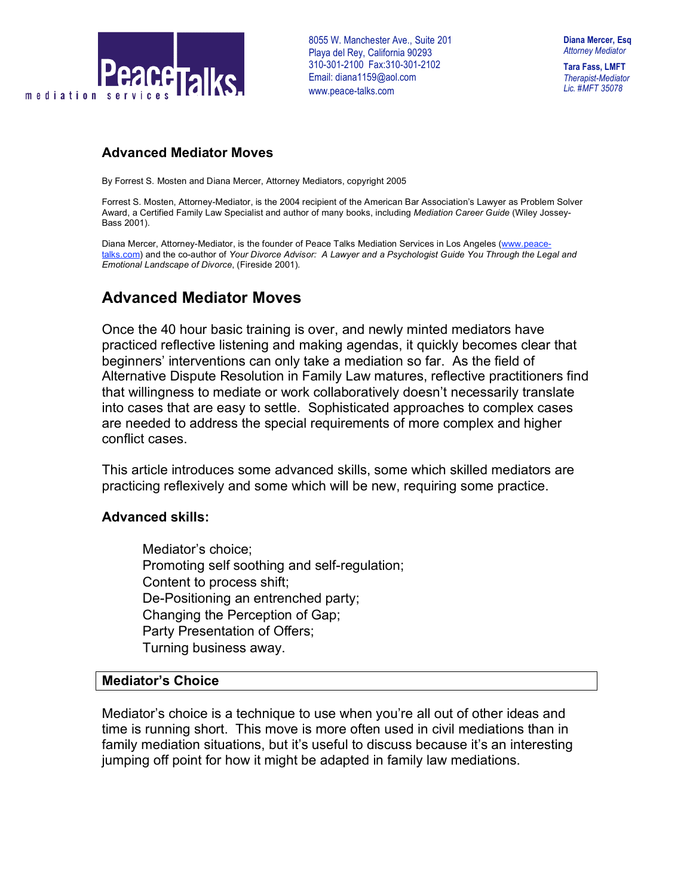PeaceTalks mediation services

8055 W. Manchester Ave., Suite 201
Playa del Rey, California 90293
310-301-2100 Fax:310-301-2102
Email: diana1159@aol.com
www.peace-talks.com

**Diana Mercer, Esq**
*Attorney Mediator*

**Tara Fass, LMFT**
*Therapist-Mediator*
*Lic. #MFT 35078*

### Advanced Mediator Moves

By Forrest S. Mosten and Diana Mercer, Attorney Mediators, copyright 2005

Forrest S. Mosten, Attorney-Mediator, is the 2004 recipient of the American Bar Association's Lawyer as Problem Solver Award, a Certified Family Law Specialist and author of many books, including *Mediation Career Guide* (Wiley Jossey-Bass 2001).

Diana Mercer, Attorney-Mediator, is the founder of Peace Talks Mediation Services in Los Angeles (www.peace-talks.com) and the co-author of *Your Divorce Advisor: A Lawyer and a Psychologist Guide You Through the Legal and Emotional Landscape of Divorce*, (Fireside 2001).

## Advanced Mediator Moves

Once the 40 hour basic training is over, and newly minted mediators have practiced reflective listening and making agendas, it quickly becomes clear that beginners' interventions can only take a mediation so far. As the field of Alternative Dispute Resolution in Family Law matures, reflective practitioners find that willingness to mediate or work collaboratively doesn't necessarily translate into cases that are easy to settle. Sophisticated approaches to complex cases are needed to address the special requirements of more complex and higher conflict cases.

This article introduces some advanced skills, some which skilled mediators are practicing reflexively and some which will be new, requiring some practice.

**Advanced skills:**

Mediator's choice;
Promoting self soothing and self-regulation;
Content to process shift;
De-Positioning an entrenched party;
Changing the Perception of Gap;
Party Presentation of Offers;
Turning business away.

### Mediator's Choice

Mediator's choice is a technique to use when you're all out of other ideas and time is running short. This move is more often used in civil mediations than in family mediation situations, but it's useful to discuss because it's an interesting jumping off point for how it might be adapted in family law mediations.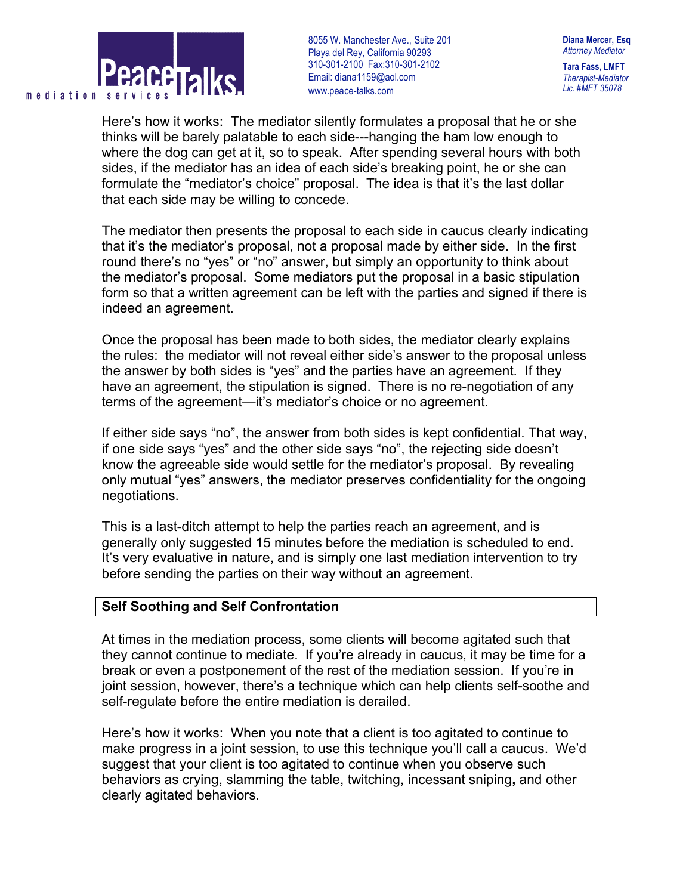Here's how it works: The mediator silently formulates a proposal that he or she thinks will be barely palatable to each side---hanging the ham low enough to where the dog can get at it, so to speak. After spending several hours with both sides, if the mediator has an idea of each side's breaking point, he or she can formulate the "mediator's choice" proposal. The idea is that it's the last dollar that each side may be willing to concede.

The mediator then presents the proposal to each side in caucus clearly indicating that it's the mediator's proposal, not a proposal made by either side. In the first round there's no "yes" or "no" answer, but simply an opportunity to think about the mediator's proposal. Some mediators put the proposal in a basic stipulation form so that a written agreement can be left with the parties and signed if there is indeed an agreement.

Once the proposal has been made to both sides, the mediator clearly explains the rules: the mediator will not reveal either side's answer to the proposal unless the answer by both sides is "yes" and the parties have an agreement. If they have an agreement, the stipulation is signed. There is no re-negotiation of any terms of the agreement—it's mediator's choice or no agreement.

If either side says "no", the answer from both sides is kept confidential. That way, if one side says "yes" and the other side says "no", the rejecting side doesn't know the agreeable side would settle for the mediator's proposal. By revealing only mutual "yes" answers, the mediator preserves confidentiality for the ongoing negotiations.

This is a last-ditch attempt to help the parties reach an agreement, and is generally only suggested 15 minutes before the mediation is scheduled to end. It's very evaluative in nature, and is simply one last mediation intervention to try before sending the parties on their way without an agreement.

## Self Soothing and Self Confrontation

At times in the mediation process, some clients will become agitated such that they cannot continue to mediate. If you're already in caucus, it may be time for a break or even a postponement of the rest of the mediation session. If you're in joint session, however, there's a technique which can help clients self-soothe and self-regulate before the entire mediation is derailed.

Here's how it works: When you note that a client is too agitated to continue to make progress in a joint session, to use this technique you'll call a caucus. We'd suggest that your client is too agitated to continue when you observe such behaviors as crying, slamming the table, twitching, incessant sniping, and other clearly agitated behaviors.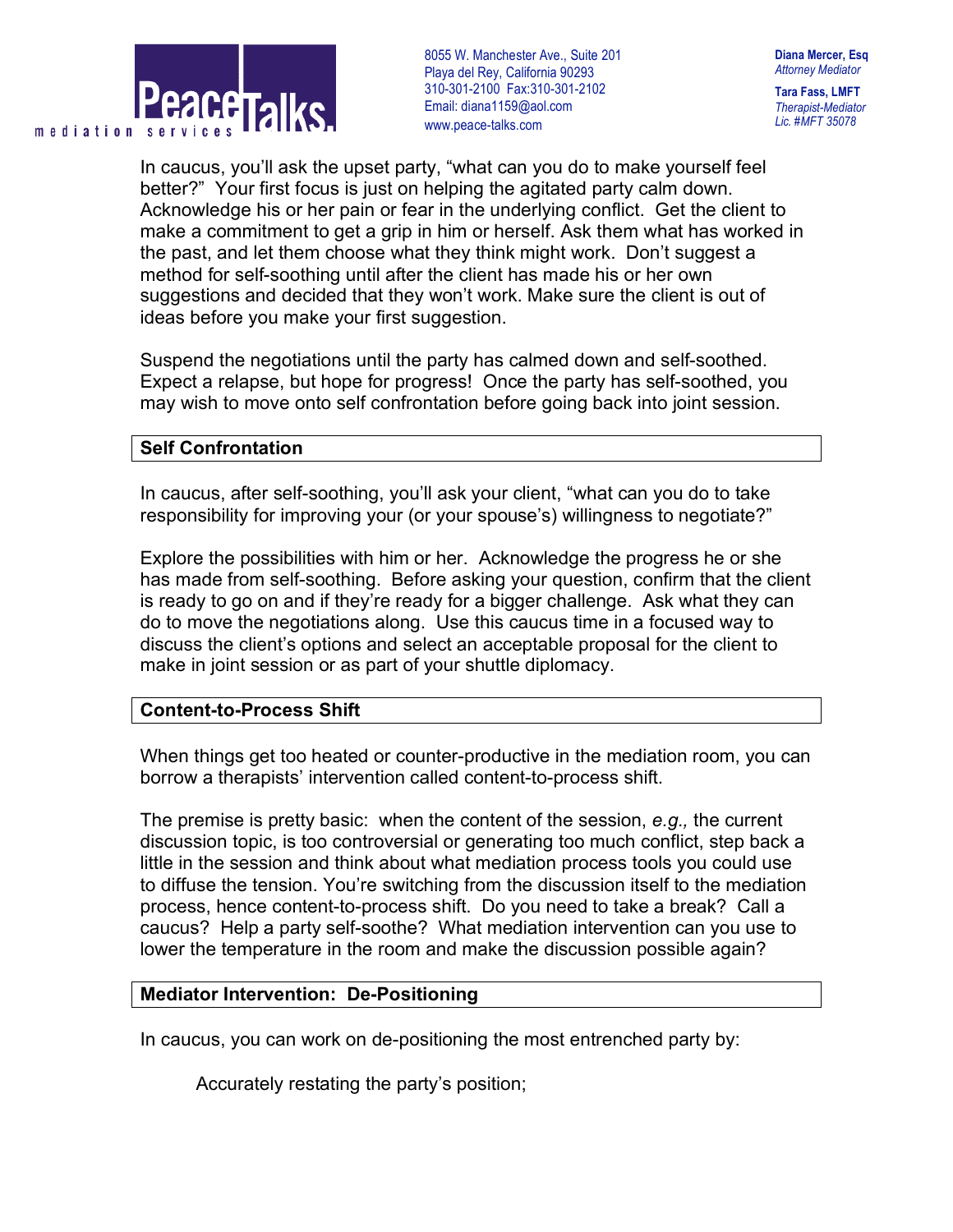In caucus, you'll ask the upset party, "what can you do to make yourself feel better?" Your first focus is just on helping the agitated party calm down. Acknowledge his or her pain or fear in the underlying conflict. Get the client to make a commitment to get a grip in him or herself. Ask them what has worked in the past, and let them choose what they think might work. Don't suggest a method for self-soothing until after the client has made his or her own suggestions and decided that they won't work. Make sure the client is out of ideas before you make your first suggestion.

Suspend the negotiations until the party has calmed down and self-soothed. Expect a relapse, but hope for progress! Once the party has self-soothed, you may wish to move onto self confrontation before going back into joint session.

## Self Confrontation

In caucus, after self-soothing, you'll ask your client, "what can you do to take responsibility for improving your (or your spouse's) willingness to negotiate?"

Explore the possibilities with him or her. Acknowledge the progress he or she has made from self-soothing. Before asking your question, confirm that the client is ready to go on and if they're ready for a bigger challenge. Ask what they can do to move the negotiations along. Use this caucus time in a focused way to discuss the client's options and select an acceptable proposal for the client to make in joint session or as part of your shuttle diplomacy.

## Content-to-Process Shift

When things get too heated or counter-productive in the mediation room, you can borrow a therapists' intervention called content-to-process shift.

The premise is pretty basic: when the content of the session, *e.g.,* the current discussion topic, is too controversial or generating too much conflict, step back a little in the session and think about what mediation process tools you could use to diffuse the tension. You're switching from the discussion itself to the mediation process, hence content-to-process shift. Do you need to take a break? Call a caucus? Help a party self-soothe? What mediation intervention can you use to lower the temperature in the room and make the discussion possible again?

## Mediator Intervention: De-Positioning

In caucus, you can work on de-positioning the most entrenched party by:

Accurately restating the party's position;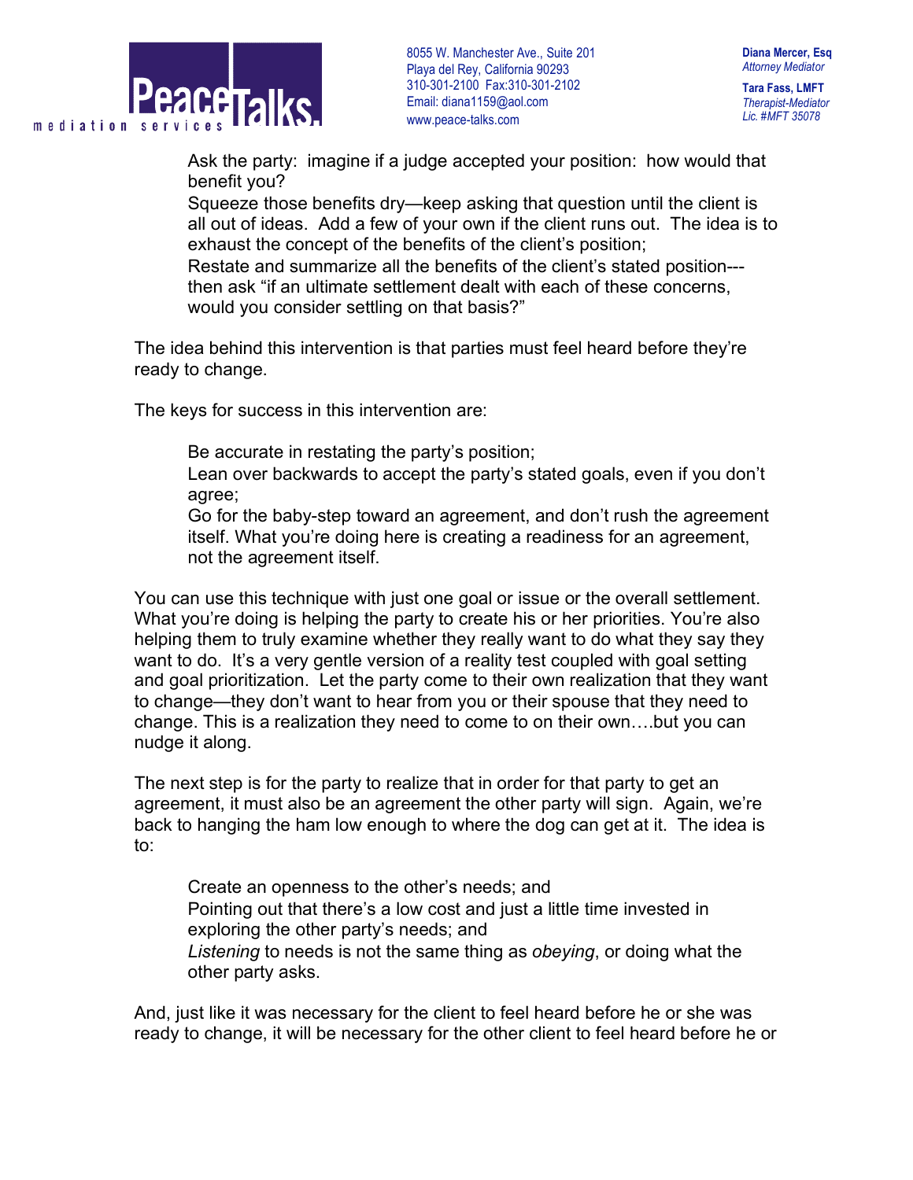Ask the party: imagine if a judge accepted your position: how would that benefit you?

Squeeze those benefits dry—keep asking that question until the client is all out of ideas. Add a few of your own if the client runs out. The idea is to exhaust the concept of the benefits of the client's position;

Restate and summarize all the benefits of the client's stated position---then ask "if an ultimate settlement dealt with each of these concerns, would you consider settling on that basis?"

The idea behind this intervention is that parties must feel heard before they're ready to change.

The keys for success in this intervention are:

Be accurate in restating the party's position;

Lean over backwards to accept the party's stated goals, even if you don't agree;

Go for the baby-step toward an agreement, and don't rush the agreement itself. What you're doing here is creating a readiness for an agreement, not the agreement itself.

You can use this technique with just one goal or issue or the overall settlement. What you're doing is helping the party to create his or her priorities. You're also helping them to truly examine whether they really want to do what they say they want to do. It's a very gentle version of a reality test coupled with goal setting and goal prioritization. Let the party come to their own realization that they want to change—they don't want to hear from you or their spouse that they need to change. This is a realization they need to come to on their own….but you can nudge it along.

The next step is for the party to realize that in order for that party to get an agreement, it must also be an agreement the other party will sign. Again, we're back to hanging the ham low enough to where the dog can get at it. The idea is to:

Create an openness to the other's needs; and

Pointing out that there's a low cost and just a little time invested in exploring the other party's needs; and

*Listening* to needs is not the same thing as *obeying*, or doing what the other party asks.

And, just like it was necessary for the client to feel heard before he or she was ready to change, it will be necessary for the other client to feel heard before he or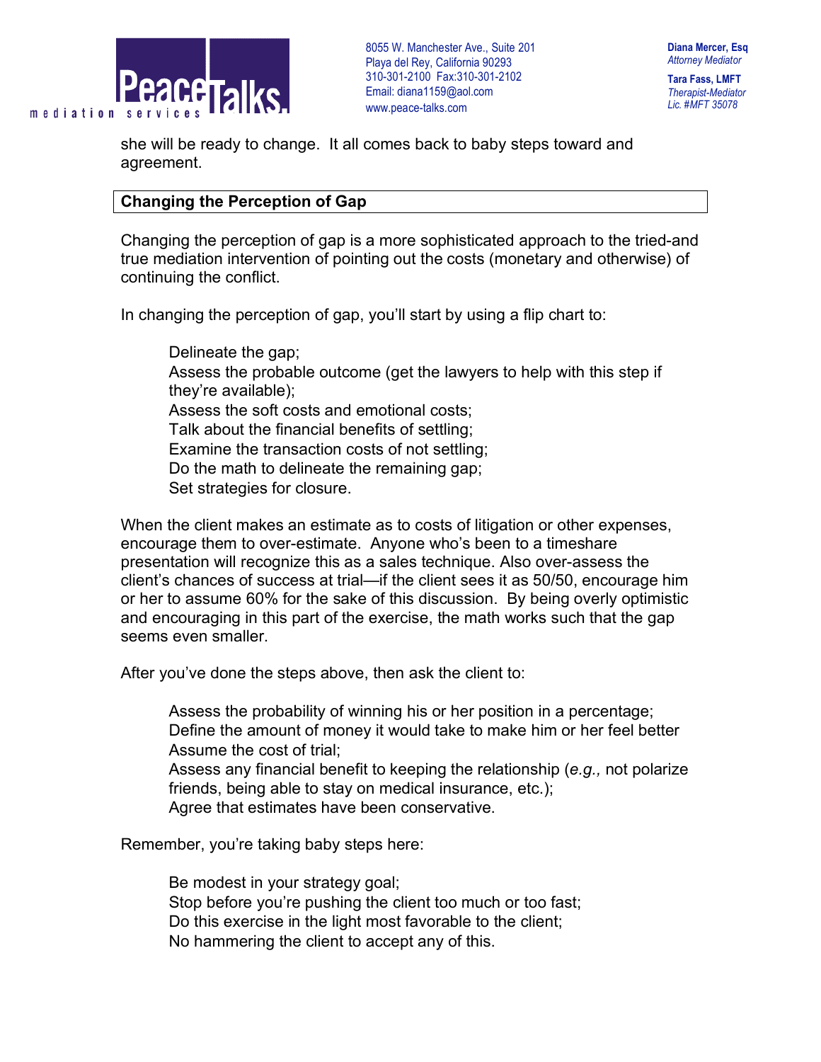she will be ready to change. It all comes back to baby steps toward and agreement.

## Changing the Perception of Gap

Changing the perception of gap is a more sophisticated approach to the tried-and true mediation intervention of pointing out the costs (monetary and otherwise) of continuing the conflict.

In changing the perception of gap, you'll start by using a flip chart to:

- Delineate the gap;
- Assess the probable outcome (get the lawyers to help with this step if they're available);
- Assess the soft costs and emotional costs;
- Talk about the financial benefits of settling;
- Examine the transaction costs of not settling;
- Do the math to delineate the remaining gap;
- Set strategies for closure.

When the client makes an estimate as to costs of litigation or other expenses, encourage them to over-estimate. Anyone who's been to a timeshare presentation will recognize this as a sales technique. Also over-assess the client's chances of success at trial—if the client sees it as 50/50, encourage him or her to assume 60% for the sake of this discussion. By being overly optimistic and encouraging in this part of the exercise, the math works such that the gap seems even smaller.

After you've done the steps above, then ask the client to:

- Assess the probability of winning his or her position in a percentage;
- Define the amount of money it would take to make him or her feel better
- Assume the cost of trial;
- Assess any financial benefit to keeping the relationship (*e.g.,* not polarize friends, being able to stay on medical insurance, etc.);
- Agree that estimates have been conservative.

Remember, you're taking baby steps here:

- Be modest in your strategy goal;
- Stop before you're pushing the client too much or too fast;
- Do this exercise in the light most favorable to the client;
- No hammering the client to accept any of this.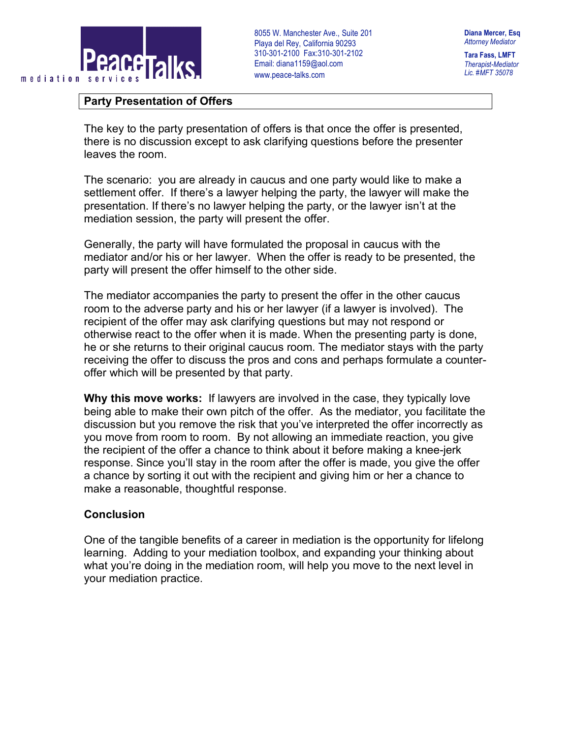## Party Presentation of Offers

The key to the party presentation of offers is that once the offer is presented, there is no discussion except to ask clarifying questions before the presenter leaves the room.

The scenario: you are already in caucus and one party would like to make a settlement offer. If there's a lawyer helping the party, the lawyer will make the presentation. If there's no lawyer helping the party, or the lawyer isn't at the mediation session, the party will present the offer.

Generally, the party will have formulated the proposal in caucus with the mediator and/or his or her lawyer. When the offer is ready to be presented, the party will present the offer himself to the other side.

The mediator accompanies the party to present the offer in the other caucus room to the adverse party and his or her lawyer (if a lawyer is involved). The recipient of the offer may ask clarifying questions but may not respond or otherwise react to the offer when it is made. When the presenting party is done, he or she returns to their original caucus room. The mediator stays with the party receiving the offer to discuss the pros and cons and perhaps formulate a counter-offer which will be presented by that party.

**Why this move works:** If lawyers are involved in the case, they typically love being able to make their own pitch of the offer. As the mediator, you facilitate the discussion but you remove the risk that you've interpreted the offer incorrectly as you move from room to room. By not allowing an immediate reaction, you give the recipient of the offer a chance to think about it before making a knee-jerk response. Since you'll stay in the room after the offer is made, you give the offer a chance by sorting it out with the recipient and giving him or her a chance to make a reasonable, thoughtful response.

### Conclusion

One of the tangible benefits of a career in mediation is the opportunity for lifelong learning. Adding to your mediation toolbox, and expanding your thinking about what you're doing in the mediation room, will help you move to the next level in your mediation practice.